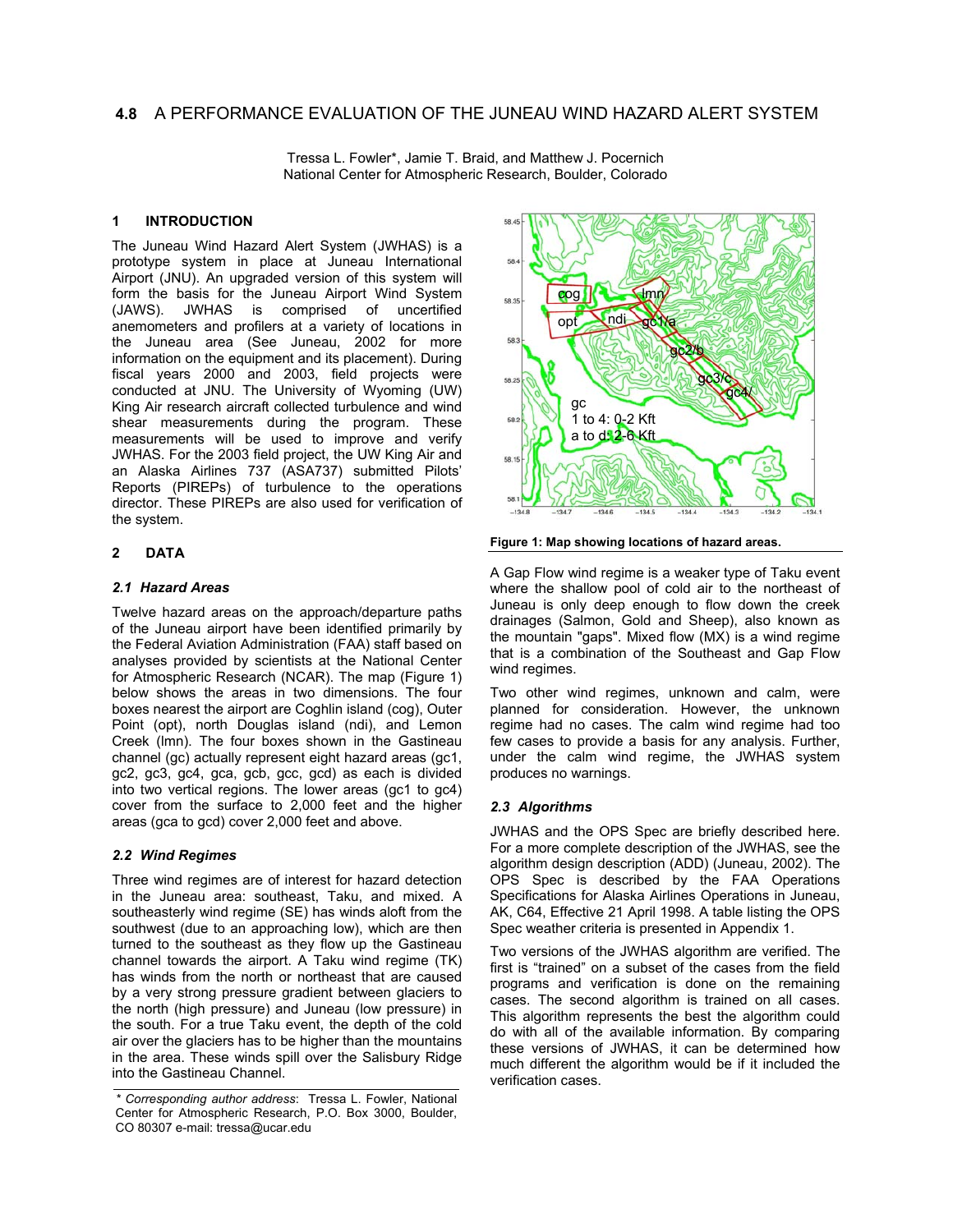# 4.8 A PERFORMANCE EVALUATION OF THE JUNEAU WIND HAZARD ALERT SYSTEM

Tressa L. Fowler*, Jamie T. Braid, and Matthew J. Pocernich
National Center for Atmospheric Research, Boulder, Colorado

## 1 INTRODUCTION

The Juneau Wind Hazard Alert System (JWHAS) is a prototype system in place at Juneau International Airport (JNU). An upgraded version of this system will form the basis for the Juneau Airport Wind System (JAWS). JWHAS is comprised of uncertified anemometers and profilers at a variety of locations in the Juneau area (See Juneau, 2002 for more information on the equipment and its placement). During fiscal years 2000 and 2003, field projects were conducted at JNU. The University of Wyoming (UW) King Air research aircraft collected turbulence and wind shear measurements during the program. These measurements will be used to improve and verify JWHAS. For the 2003 field project, the UW King Air and an Alaska Airlines 737 (ASA737) submitted Pilots' Reports (PIREPs) of turbulence to the operations director. These PIREPs are also used for verification of the system.

## 2 DATA

### 2.1 Hazard Areas

Twelve hazard areas on the approach/departure paths of the Juneau airport have been identified primarily by the Federal Aviation Administration (FAA) staff based on analyses provided by scientists at the National Center for Atmospheric Research (NCAR). The map (Figure 1) below shows the areas in two dimensions. The four boxes nearest the airport are Coghlin island (cog), Outer Point (opt), north Douglas island (ndi), and Lemon Creek (lmn). The four boxes shown in the Gastineau channel (gc) actually represent eight hazard areas (gc1, gc2, gc3, gc4, gca, gcb, gcc, gcd) as each is divided into two vertical regions. The lower areas (gc1 to gc4) cover from the surface to 2,000 feet and the higher areas (gca to gcd) cover 2,000 feet and above.

### 2.2 Wind Regimes

Three wind regimes are of interest for hazard detection in the Juneau area: southeast, Taku, and mixed. A southeasterly wind regime (SE) has winds aloft from the southwest (due to an approaching low), which are then turned to the southeast as they flow up the Gastineau channel towards the airport. A Taku wind regime (TK) has winds from the north or northeast that are caused by a very strong pressure gradient between glaciers to the north (high pressure) and Juneau (low pressure) in the south. For a true Taku event, the depth of the cold air over the glaciers has to be higher than the mountains in the area. These winds spill over the Salisbury Ridge into the Gastineau Channel.

**Figure 1: Map showing locations of hazard areas.**

A Gap Flow wind regime is a weaker type of Taku event where the shallow pool of cold air to the northeast of Juneau is only deep enough to flow down the creek drainages (Salmon, Gold and Sheep), also known as the mountain "gaps". Mixed flow (MX) is a wind regime that is a combination of the Southeast and Gap Flow wind regimes.

Two other wind regimes, unknown and calm, were planned for consideration. However, the unknown regime had no cases. The calm wind regime had too few cases to provide a basis for any analysis. Further, under the calm wind regime, the JWHAS system produces no warnings.

### 2.3 Algorithms

JWHAS and the OPS Spec are briefly described here. For a more complete description of the JWHAS, see the algorithm design description (ADD) (Juneau, 2002). The OPS Spec is described by the FAA Operations Specifications for Alaska Airlines Operations in Juneau, AK, C64, Effective 21 April 1998. A table listing the OPS Spec weather criteria is presented in Appendix 1.

Two versions of the JWHAS algorithm are verified. The first is "trained" on a subset of the cases from the field programs and verification is done on the remaining cases. The second algorithm is trained on all cases. This algorithm represents the best the algorithm could do with all of the available information. By comparing these versions of JWHAS, it can be determined how much different the algorithm would be if it included the verification cases.

\* *Corresponding author address*: Tressa L. Fowler, National Center for Atmospheric Research, P.O. Box 3000, Boulder, CO 80307 e-mail: tressa@ucar.edu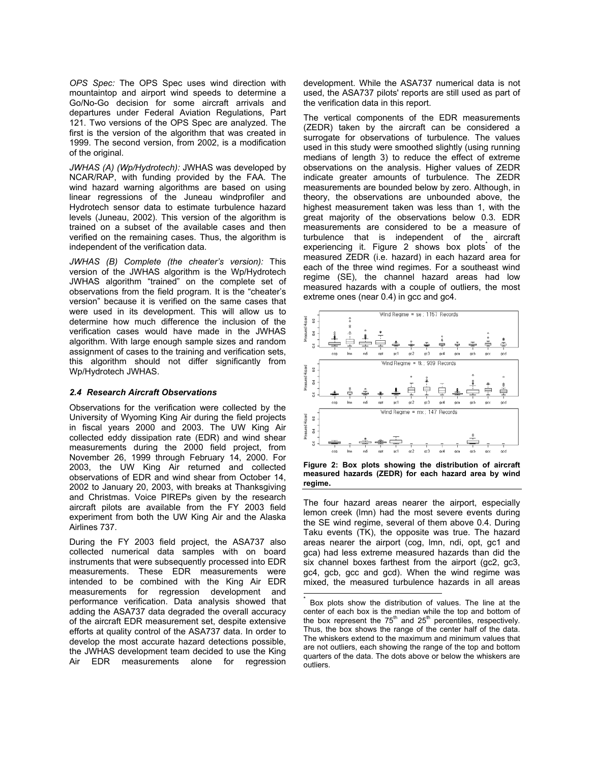*OPS Spec:* The OPS Spec uses wind direction with mountaintop and airport wind speeds to determine a Go/No-Go decision for some aircraft arrivals and departures under Federal Aviation Regulations, Part 121. Two versions of the OPS Spec are analyzed. The first is the version of the algorithm that was created in 1999. The second version, from 2002, is a modification of the original.

*JWHAS (A) (Wp/Hydrotech):* JWHAS was developed by NCAR/RAP, with funding provided by the FAA. The wind hazard warning algorithms are based on using linear regressions of the Juneau windprofiler and Hydrotech sensor data to estimate turbulence hazard levels (Juneau, 2002). This version of the algorithm is trained on a subset of the available cases and then verified on the remaining cases. Thus, the algorithm is independent of the verification data.

*JWHAS (B) Complete (the cheater's version):* This version of the JWHAS algorithm is the Wp/Hydrotech JWHAS algorithm "trained" on the complete set of observations from the field program. It is the "cheater's version" because it is verified on the same cases that were used in its development. This will allow us to determine how much difference the inclusion of the verification cases would have made in the JWHAS algorithm. With large enough sample sizes and random assignment of cases to the training and verification sets, this algorithm should not differ significantly from Wp/Hydrotech JWHAS.

### *2.4 Research Aircraft Observations*

Observations for the verification were collected by the University of Wyoming King Air during the field projects in fiscal years 2000 and 2003. The UW King Air collected eddy dissipation rate (EDR) and wind shear measurements during the 2000 field project, from November 26, 1999 through February 14, 2000. For 2003, the UW King Air returned and collected observations of EDR and wind shear from October 14, 2002 to January 20, 2003, with breaks at Thanksgiving and Christmas. Voice PIREPs given by the research aircraft pilots are available from the FY 2003 field experiment from both the UW King Air and the Alaska Airlines 737.

During the FY 2003 field project, the ASA737 also collected numerical data samples with on board instruments that were subsequently processed into EDR measurements. These EDR measurements were intended to be combined with the King Air EDR measurements for regression development and performance verification. Data analysis showed that adding the ASA737 data degraded the overall accuracy of the aircraft EDR measurement set, despite extensive efforts at quality control of the ASA737 data. In order to develop the most accurate hazard detections possible, the JWHAS development team decided to use the King Air EDR measurements alone for regression development. While the ASA737 numerical data is not used, the ASA737 pilots' reports are still used as part of the verification data in this report.

The vertical components of the EDR measurements (ZEDR) taken by the aircraft can be considered a surrogate for observations of turbulence. The values used in this study were smoothed slightly (using running medians of length 3) to reduce the effect of extreme observations on the analysis. Higher values of ZEDR indicate greater amounts of turbulence. The ZEDR measurements are bounded below by zero. Although, in theory, the observations are unbounded above, the highest measurement taken was less than 1, with the great majority of the observations below 0.3. EDR measurements are considered to be a measure of turbulence that is independent of the aircraft experiencing it. Figure 2 shows box plots* of the measured ZEDR (i.e. hazard) in each hazard area for each of the three wind regimes. For a southeast wind regime (SE), the channel hazard areas had low measured hazards with a couple of outliers, the most extreme ones (near 0.4) in gcc and gc4.

**Figure 2: Box plots showing the distribution of aircraft measured hazards (ZEDR) for each hazard area by wind regime.**

The four hazard areas nearer the airport, especially lemon creek (lmn) had the most severe events during the SE wind regime, several of them above 0.4. During Taku events (TK), the opposite was true. The hazard areas nearer the airport (cog, lmn, ndi, opt, gc1 and gca) had less extreme measured hazards than did the six channel boxes farthest from the airport (gc2, gc3, gc4, gcb, gcc and gcd). When the wind regime was mixed, the measured turbulence hazards in all areas

---

* Box plots show the distribution of values. The line at the center of each box is the median while the top and bottom of the box represent the $75^{th}$ and $25^{th}$ percentiles, respectively. Thus, the box shows the range of the center half of the data. The whiskers extend to the maximum and minimum values that are not outliers, each showing the range of the top and bottom quarters of the data. The dots above or below the whiskers are outliers.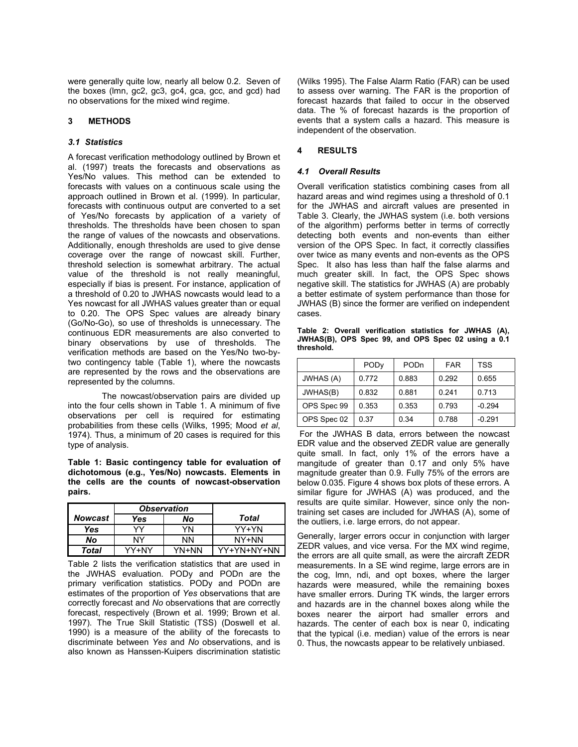were generally quite low, nearly all below 0.2. Seven of the boxes (lmn, gc2, gc3, gc4, gca, gcc, and gcd) had no observations for the mixed wind regime.

## 3 METHODS

### *3.1 Statistics*

A forecast verification methodology outlined by Brown et al. (1997) treats the forecasts and observations as Yes/No values. This method can be extended to forecasts with values on a continuous scale using the approach outlined in Brown et al. (1999). In particular, forecasts with continuous output are converted to a set of Yes/No forecasts by application of a variety of thresholds. The thresholds have been chosen to span the range of values of the nowcasts and observations. Additionally, enough thresholds are used to give dense coverage over the range of nowcast skill. Further, threshold selection is somewhat arbitrary. The actual value of the threshold is not really meaningful, especially if bias is present. For instance, application of a threshold of 0.20 to JWHAS nowcasts would lead to a Yes nowcast for all JWHAS values greater than or equal to 0.20. The OPS Spec values are already binary (Go/No-Go), so use of thresholds is unnecessary. The continuous EDR measurements are also converted to binary observations by use of thresholds. The verification methods are based on the Yes/No two-by-two contingency table (Table 1), where the nowcasts are represented by the rows and the observations are represented by the columns.

The nowcast/observation pairs are divided up into the four cells shown in Table 1. A minimum of five observations per cell is required for estimating probabilities from these cells (Wilks, 1995; Mood *et al*, 1974). Thus, a minimum of 20 cases is required for this type of analysis.

**Table 1: Basic contingency table for evaluation of dichotomous (e.g., Yes/No) nowcasts. Elements in the cells are the counts of nowcast-observation pairs.**

| | ***Observation*** | | |
|---|---|---|---|
| ***Nowcast*** | ***Yes*** | ***No*** | ***Total*** |
| ***Yes*** | YY | YN | YY+YN |
| ***No*** | NY | NN | NY+NN |
| ***Total*** | YY+NY | YN+NN | YY+YN+NY+NN |

Table 2 lists the verification statistics that are used in the JWHAS evaluation. PODy and PODn are the primary verification statistics. PODy and PODn are estimates of the proportion of *Yes* observations that are correctly forecast and *No* observations that are correctly forecast, respectively (Brown et al. 1999; Brown et al. 1997). The True Skill Statistic (TSS) (Doswell et al. 1990) is a measure of the ability of the forecasts to discriminate between *Yes* and *No* observations, and is also known as Hanssen-Kuipers discrimination statistic (Wilks 1995). The False Alarm Ratio (FAR) can be used to assess over warning. The FAR is the proportion of forecast hazards that failed to occur in the observed data. The % of forecast hazards is the proportion of events that a system calls a hazard. This measure is independent of the observation.

## 4 RESULTS

### *4.1 Overall Results*

Overall verification statistics combining cases from all hazard areas and wind regimes using a threshold of 0.1 for the JWHAS and aircraft values are presented in Table 3. Clearly, the JWHAS system (i.e. both versions of the algorithm) performs better in terms of correctly detecting both events and non-events than either version of the OPS Spec. In fact, it correctly classifies over twice as many events and non-events as the OPS Spec. It also has less than half the false alarms and much greater skill. In fact, the OPS Spec shows negative skill. The statistics for JWHAS (A) are probably a better estimate of system performance than those for JWHAS (B) since the former are verified on independent cases.

**Table 2: Overall verification statistics for JWHAS (A), JWHAS(B), OPS Spec 99, and OPS Spec 02 using a 0.1 threshold.**

| | PODy | PODn | FAR | TSS |
|---|---|---|---|---|
| JWHAS (A) | 0.772 | 0.883 | 0.292 | 0.655 |
| JWHAS(B) | 0.832 | 0.881 | 0.241 | 0.713 |
| OPS Spec 99 | 0.353 | 0.353 | 0.793 | -0.294 |
| OPS Spec 02 | 0.37 | 0.34 | 0.788 | -0.291 |

For the JWHAS B data, errors between the nowcast EDR value and the observed ZEDR value are generally quite small. In fact, only 1% of the errors have a magnitude of greater than 0.17 and only 5% have magnitude greater than 0.9. Fully 75% of the errors are below 0.035. Figure 4 shows box plots of these errors. A similar figure for JWHAS (A) was produced, and the results are quite similar. However, since only the non-training set cases are included for JWHAS (A), some of the outliers, i.e. large errors, do not appear.

Generally, larger errors occur in conjunction with larger ZEDR values, and vice versa. For the MX wind regime, the errors are all quite small, as were the aircraft ZEDR measurements. In a SE wind regime, large errors are in the cog, lmn, ndi, and opt boxes, where the larger hazards were measured, while the remaining boxes have smaller errors. During TK winds, the larger errors and hazards are in the channel boxes along while the boxes nearer the airport had smaller errors and hazards. The center of each box is near 0, indicating that the typical (i.e. median) value of the errors is near 0. Thus, the nowcasts appear to be relatively unbiased.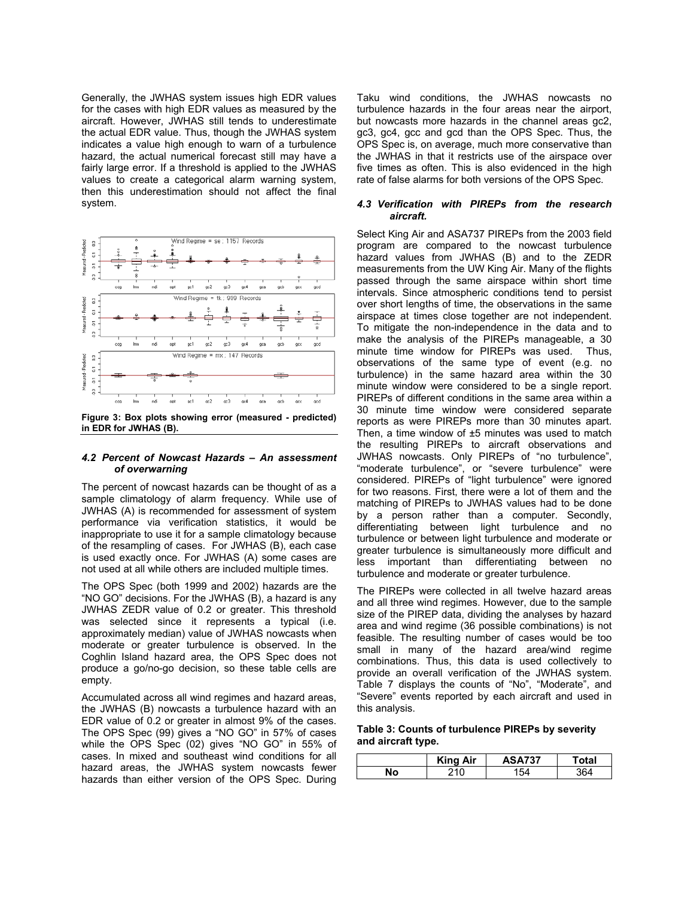Generally, the JWHAS system issues high EDR values for the cases with high EDR values as measured by the aircraft. However, JWHAS still tends to underestimate the actual EDR value. Thus, though the JWHAS system indicates a value high enough to warn of a turbulence hazard, the actual numerical forecast still may have a fairly large error. If a threshold is applied to the JWHAS values to create a categorical alarm warning system, then this underestimation should not affect the final system.

**Figure 3: Box plots showing error (measured - predicted) in EDR for JWHAS (B).**

### *4.2 Percent of Nowcast Hazards – An assessment of overwarning*

The percent of nowcast hazards can be thought of as a sample climatology of alarm frequency. While use of JWHAS (A) is recommended for assessment of system performance via verification statistics, it would be inappropriate to use it for a sample climatology because of the resampling of cases. For JWHAS (B), each case is used exactly once. For JWHAS (A) some cases are not used at all while others are included multiple times.

The OPS Spec (both 1999 and 2002) hazards are the "NO GO" decisions. For the JWHAS (B), a hazard is any JWHAS ZEDR value of 0.2 or greater. This threshold was selected since it represents a typical (i.e. approximately median) value of JWHAS nowcasts when moderate or greater turbulence is observed. In the Coghlin Island hazard area, the OPS Spec does not produce a go/no-go decision, so these table cells are empty.

Accumulated across all wind regimes and hazard areas, the JWHAS (B) nowcasts a turbulence hazard with an EDR value of 0.2 or greater in almost 9% of the cases. The OPS Spec (99) gives a "NO GO" in 57% of cases while the OPS Spec (02) gives "NO GO" in 55% of cases. In mixed and southeast wind conditions for all hazard areas, the JWHAS system nowcasts fewer hazards than either version of the OPS Spec. During Taku wind conditions, the JWHAS nowcasts no turbulence hazards in the four areas near the airport, but nowcasts more hazards in the channel areas gc2, gc3, gc4, gcc and gcd than the OPS Spec. Thus, the OPS Spec is, on average, much more conservative than the JWHAS in that it restricts use of the airspace over five times as often. This is also evidenced in the high rate of false alarms for both versions of the OPS Spec.

### *4.3 Verification with PIREPs from the research aircraft.*

Select King Air and ASA737 PIREPs from the 2003 field program are compared to the nowcast turbulence hazard values from JWHAS (B) and to the ZEDR measurements from the UW King Air. Many of the flights passed through the same airspace within short time intervals. Since atmospheric conditions tend to persist over short lengths of time, the observations in the same airspace at times close together are not independent. To mitigate the non-independence in the data and to make the analysis of the PIREPs manageable, a 30 minute time window for PIREPs was used. Thus, observations of the same type of event (e.g. no turbulence) in the same hazard area within the 30 minute window were considered to be a single report. PIREPs of different conditions in the same area within a 30 minute time window were considered separate reports as were PIREPs more than 30 minutes apart. Then, a time window of ±5 minutes was used to match the resulting PIREPs to aircraft observations and JWHAS nowcasts. Only PIREPs of "no turbulence", "moderate turbulence", or "severe turbulence" were considered. PIREPs of "light turbulence" were ignored for two reasons. First, there were a lot of them and the matching of PIREPs to JWHAS values had to be done by a person rather than a computer. Secondly, differentiating between light turbulence and no turbulence or between light turbulence and moderate or greater turbulence is simultaneously more difficult and less important than differentiating between no turbulence and moderate or greater turbulence.

The PIREPs were collected in all twelve hazard areas and all three wind regimes. However, due to the sample size of the PIREP data, dividing the analyses by hazard area and wind regime (36 possible combinations) is not feasible. The resulting number of cases would be too small in many of the hazard area/wind regime combinations. Thus, this data is used collectively to provide an overall verification of the JWHAS system. Table 7 displays the counts of "No", "Moderate", and "Severe" events reported by each aircraft and used in this analysis.

**Table 3: Counts of turbulence PIREPs by severity and aircraft type.**

| | King Air | ASA737 | Total |
|---|---|---|---|
| No | 210 | 154 | 364 |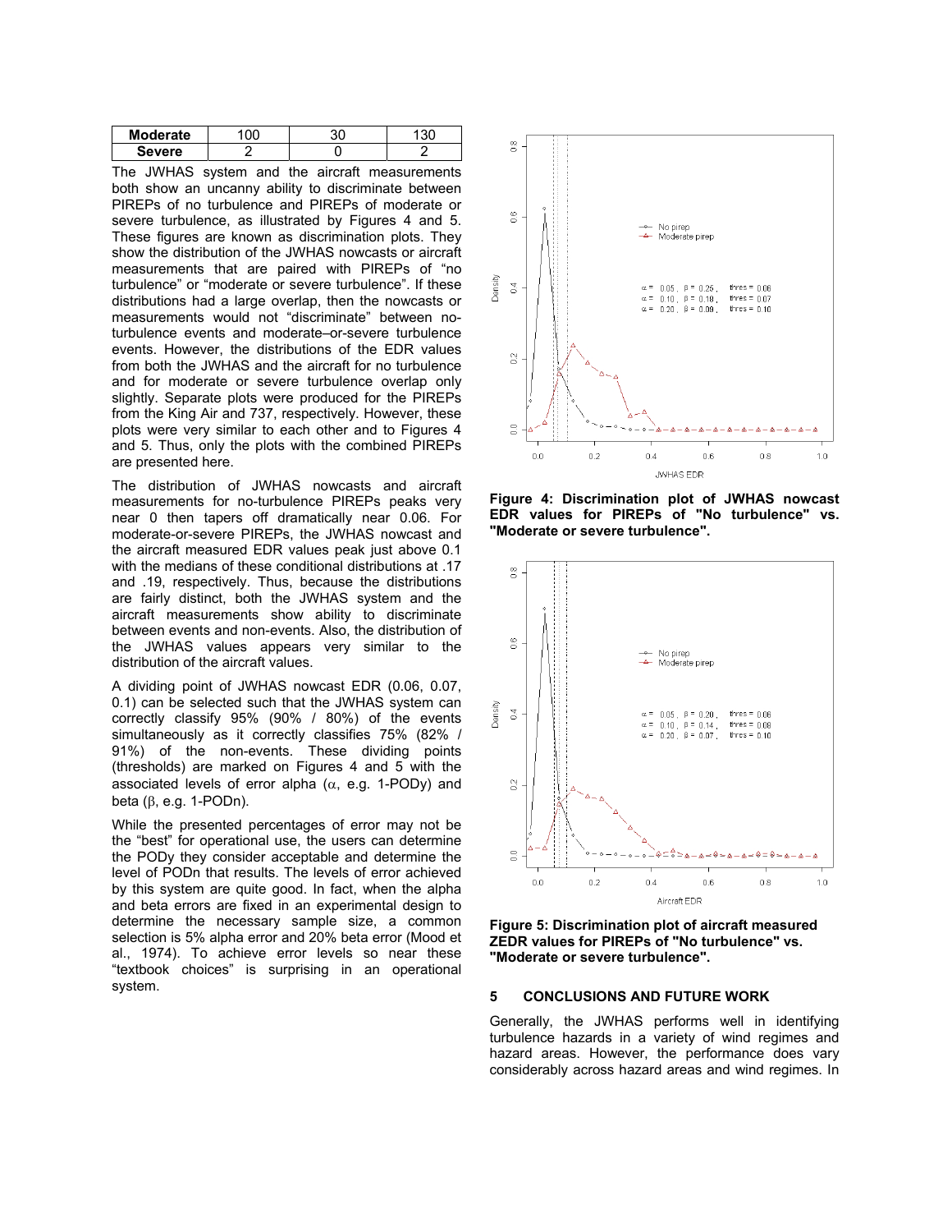| Moderate | 100 | 30 | 130 |
|---|---|---|---|
| Severe | 2 | 0 | 2 |

The JWHAS system and the aircraft measurements both show an uncanny ability to discriminate between PIREPs of no turbulence and PIREPs of moderate or severe turbulence, as illustrated by Figures 4 and 5. These figures are known as discrimination plots. They show the distribution of the JWHAS nowcasts or aircraft measurements that are paired with PIREPs of "no turbulence" or "moderate or severe turbulence". If these distributions had a large overlap, then the nowcasts or measurements would not "discriminate" between no-turbulence events and moderate–or-severe turbulence events. However, the distributions of the EDR values from both the JWHAS and the aircraft for no turbulence and for moderate or severe turbulence overlap only slightly. Separate plots were produced for the PIREPs from the King Air and 737, respectively. However, these plots were very similar to each other and to Figures 4 and 5. Thus, only the plots with the combined PIREPs are presented here.

The distribution of JWHAS nowcasts and aircraft measurements for no-turbulence PIREPs peaks very near 0 then tapers off dramatically near 0.06. For moderate-or-severe PIREPs, the JWHAS nowcast and the aircraft measured EDR values peak just above 0.1 with the medians of these conditional distributions at .17 and .19, respectively. Thus, because the distributions are fairly distinct, both the JWHAS system and the aircraft measurements show ability to discriminate between events and non-events. Also, the distribution of the JWHAS values appears very similar to the distribution of the aircraft values.

A dividing point of JWHAS nowcast EDR (0.06, 0.07, 0.1) can be selected such that the JWHAS system can correctly classify 95% (90% / 80%) of the events simultaneously as it correctly classifies 75% (82% / 91%) of the non-events. These dividing points (thresholds) are marked on Figures 4 and 5 with the associated levels of error alpha ($\alpha$, e.g. 1-PODy) and beta ($\beta$, e.g. 1-PODn).

While the presented percentages of error may not be the "best" for operational use, the users can determine the PODy they consider acceptable and determine the level of PODn that results. The levels of error achieved by this system are quite good. In fact, when the alpha and beta errors are fixed in an experimental design to determine the necessary sample size, a common selection is 5% alpha error and 20% beta error (Mood et al., 1974). To achieve error levels so near these "textbook choices" is surprising in an operational system.

**Figure 4: Discrimination plot of JWHAS nowcast EDR values for PIREPs of "No turbulence" vs. "Moderate or severe turbulence".**

**Figure 5: Discrimination plot of aircraft measured ZEDR values for PIREPs of "No turbulence" vs. "Moderate or severe turbulence".**

## 5 CONCLUSIONS AND FUTURE WORK

Generally, the JWHAS performs well in identifying turbulence hazards in a variety of wind regimes and hazard areas. However, the performance does vary considerably across hazard areas and wind regimes. In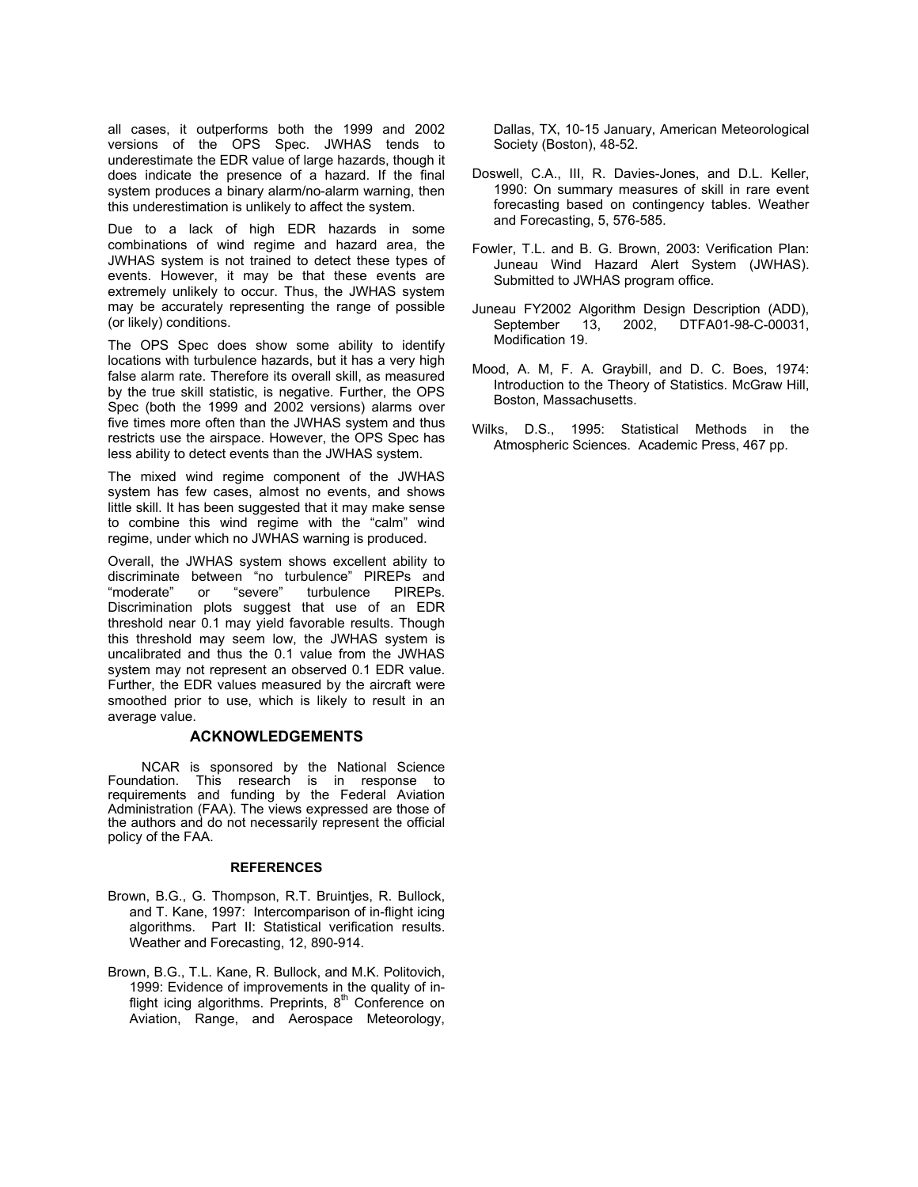all cases, it outperforms both the 1999 and 2002 versions of the OPS Spec. JWHAS tends to underestimate the EDR value of large hazards, though it does indicate the presence of a hazard. If the final system produces a binary alarm/no-alarm warning, then this underestimation is unlikely to affect the system.

Due to a lack of high EDR hazards in some combinations of wind regime and hazard area, the JWHAS system is not trained to detect these types of events. However, it may be that these events are extremely unlikely to occur. Thus, the JWHAS system may be accurately representing the range of possible (or likely) conditions.

The OPS Spec does show some ability to identify locations with turbulence hazards, but it has a very high false alarm rate. Therefore its overall skill, as measured by the true skill statistic, is negative. Further, the OPS Spec (both the 1999 and 2002 versions) alarms over five times more often than the JWHAS system and thus restricts use the airspace. However, the OPS Spec has less ability to detect events than the JWHAS system.

The mixed wind regime component of the JWHAS system has few cases, almost no events, and shows little skill. It has been suggested that it may make sense to combine this wind regime with the "calm" wind regime, under which no JWHAS warning is produced.

Overall, the JWHAS system shows excellent ability to discriminate between "no turbulence" PIREPs and "moderate" or "severe" turbulence PIREPs. Discrimination plots suggest that use of an EDR threshold near 0.1 may yield favorable results. Though this threshold may seem low, the JWHAS system is uncalibrated and thus the 0.1 value from the JWHAS system may not represent an observed 0.1 EDR value. Further, the EDR values measured by the aircraft were smoothed prior to use, which is likely to result in an average value.

## ACKNOWLEDGEMENTS

NCAR is sponsored by the National Science Foundation. This research is in response to requirements and funding by the Federal Aviation Administration (FAA). The views expressed are those of the authors and do not necessarily represent the official policy of the FAA.

### REFERENCES

Brown, B.G., G. Thompson, R.T. Bruintjes, R. Bullock, and T. Kane, 1997: Intercomparison of in-flight icing algorithms. Part II: Statistical verification results. Weather and Forecasting, 12, 890-914.

Brown, B.G., T.L. Kane, R. Bullock, and M.K. Politovich, 1999: Evidence of improvements in the quality of in-flight icing algorithms. Preprints, 8th Conference on Aviation, Range, and Aerospace Meteorology, Dallas, TX, 10-15 January, American Meteorological Society (Boston), 48-52.

Doswell, C.A., III, R. Davies-Jones, and D.L. Keller, 1990: On summary measures of skill in rare event forecasting based on contingency tables. Weather and Forecasting, 5, 576-585.

Fowler, T.L. and B. G. Brown, 2003: Verification Plan: Juneau Wind Hazard Alert System (JWHAS). Submitted to JWHAS program office.

Juneau FY2002 Algorithm Design Description (ADD), September 13, 2002, DTFA01-98-C-00031, Modification 19.

Mood, A. M, F. A. Graybill, and D. C. Boes, 1974: Introduction to the Theory of Statistics. McGraw Hill, Boston, Massachusetts.

Wilks, D.S., 1995: Statistical Methods in the Atmospheric Sciences. Academic Press, 467 pp.